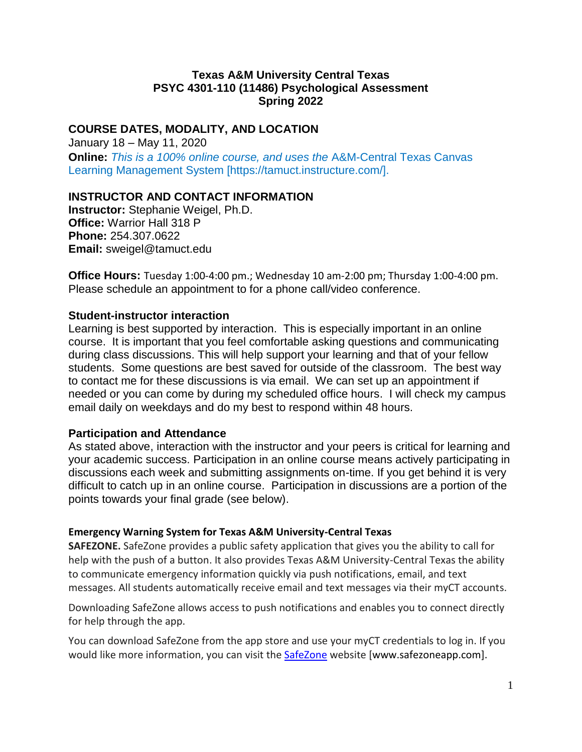# Texas A&M University Central Texas
# PSYC 4301-110 (11486) Psychological Assessment
# Spring 2022

## COURSE DATES, MODALITY, AND LOCATION

January 18 – May 11, 2020

**Online:** *This is a 100% online course, and uses the* A&M-Central Texas Canvas Learning Management System [https://tamuct.instructure.com/].

## INSTRUCTOR AND CONTACT INFORMATION

**Instructor:** Stephanie Weigel, Ph.D.
**Office:** Warrior Hall 318 P
**Phone:** 254.307.0622
**Email:** sweigel@tamuct.edu

**Office Hours:** Tuesday 1:00-4:00 pm.; Wednesday 10 am-2:00 pm; Thursday 1:00-4:00 pm. Please schedule an appointment to for a phone call/video conference.

### Student-instructor interaction

Learning is best supported by interaction. This is especially important in an online course. It is important that you feel comfortable asking questions and communicating during class discussions. This will help support your learning and that of your fellow students. Some questions are best saved for outside of the classroom. The best way to contact me for these discussions is via email. We can set up an appointment if needed or you can come by during my scheduled office hours. I will check my campus email daily on weekdays and do my best to respond within 48 hours.

### Participation and Attendance

As stated above, interaction with the instructor and your peers is critical for learning and your academic success. Participation in an online course means actively participating in discussions each week and submitting assignments on-time. If you get behind it is very difficult to catch up in an online course. Participation in discussions are a portion of the points towards your final grade (see below).

#### Emergency Warning System for Texas A&M University-Central Texas

**SAFEZONE.** SafeZone provides a public safety application that gives you the ability to call for help with the push of a button. It also provides Texas A&M University-Central Texas the ability to communicate emergency information quickly via push notifications, email, and text messages. All students automatically receive email and text messages via their myCT accounts.

Downloading SafeZone allows access to push notifications and enables you to connect directly for help through the app.

You can download SafeZone from the app store and use your myCT credentials to log in. If you would like more information, you can visit the SafeZone website [www.safezoneapp.com].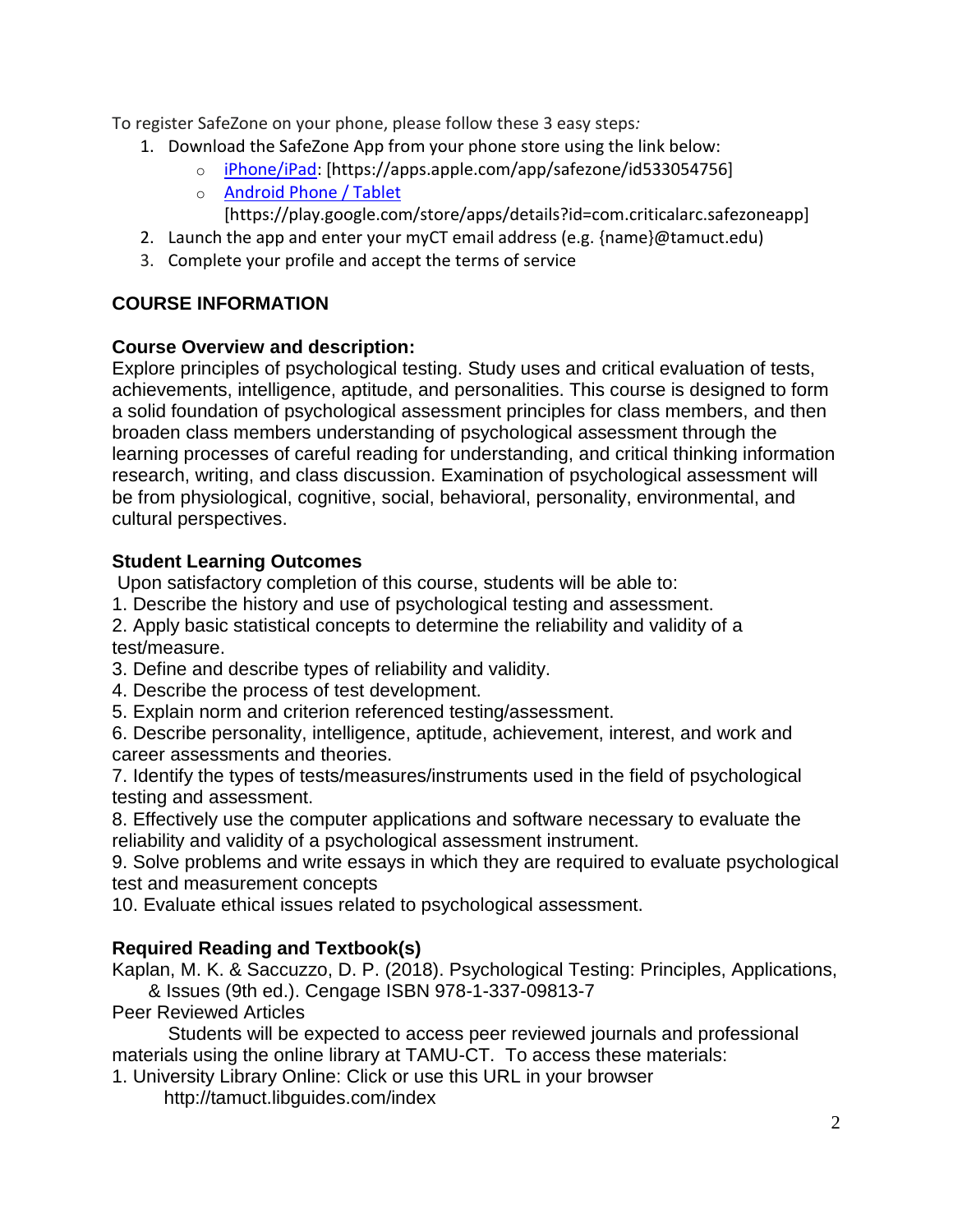To register SafeZone on your phone, please follow these 3 easy steps:

1. Download the SafeZone App from your phone store using the link below:
   - [iPhone/iPad](https://apps.apple.com/app/safezone/id533054756): [https://apps.apple.com/app/safezone/id533054756]
   - [Android Phone / Tablet](https://play.google.com/store/apps/details?id=com.criticalarc.safezoneapp) [https://play.google.com/store/apps/details?id=com.criticalarc.safezoneapp]
2. Launch the app and enter your myCT email address (e.g. {name}@tamuct.edu)
3. Complete your profile and accept the terms of service

## COURSE INFORMATION

### Course Overview and description:

Explore principles of psychological testing. Study uses and critical evaluation of tests, achievements, intelligence, aptitude, and personalities. This course is designed to form a solid foundation of psychological assessment principles for class members, and then broaden class members understanding of psychological assessment through the learning processes of careful reading for understanding, and critical thinking information research, writing, and class discussion. Examination of psychological assessment will be from physiological, cognitive, social, behavioral, personality, environmental, and cultural perspectives.

### Student Learning Outcomes

Upon satisfactory completion of this course, students will be able to:

1. Describe the history and use of psychological testing and assessment.
2. Apply basic statistical concepts to determine the reliability and validity of a test/measure.
3. Define and describe types of reliability and validity.
4. Describe the process of test development.
5. Explain norm and criterion referenced testing/assessment.
6. Describe personality, intelligence, aptitude, achievement, interest, and work and career assessments and theories.
7. Identify the types of tests/measures/instruments used in the field of psychological testing and assessment.
8. Effectively use the computer applications and software necessary to evaluate the reliability and validity of a psychological assessment instrument.
9. Solve problems and write essays in which they are required to evaluate psychological test and measurement concepts
10. Evaluate ethical issues related to psychological assessment.

### Required Reading and Textbook(s)

Kaplan, M. K. & Saccuzzo, D. P. (2018). Psychological Testing: Principles, Applications, & Issues (9th ed.). Cengage ISBN 978-1-337-09813-7

Peer Reviewed Articles

Students will be expected to access peer reviewed journals and professional materials using the online library at TAMU-CT. To access these materials:

1. University Library Online: Click or use this URL in your browser http://tamuct.libguides.com/index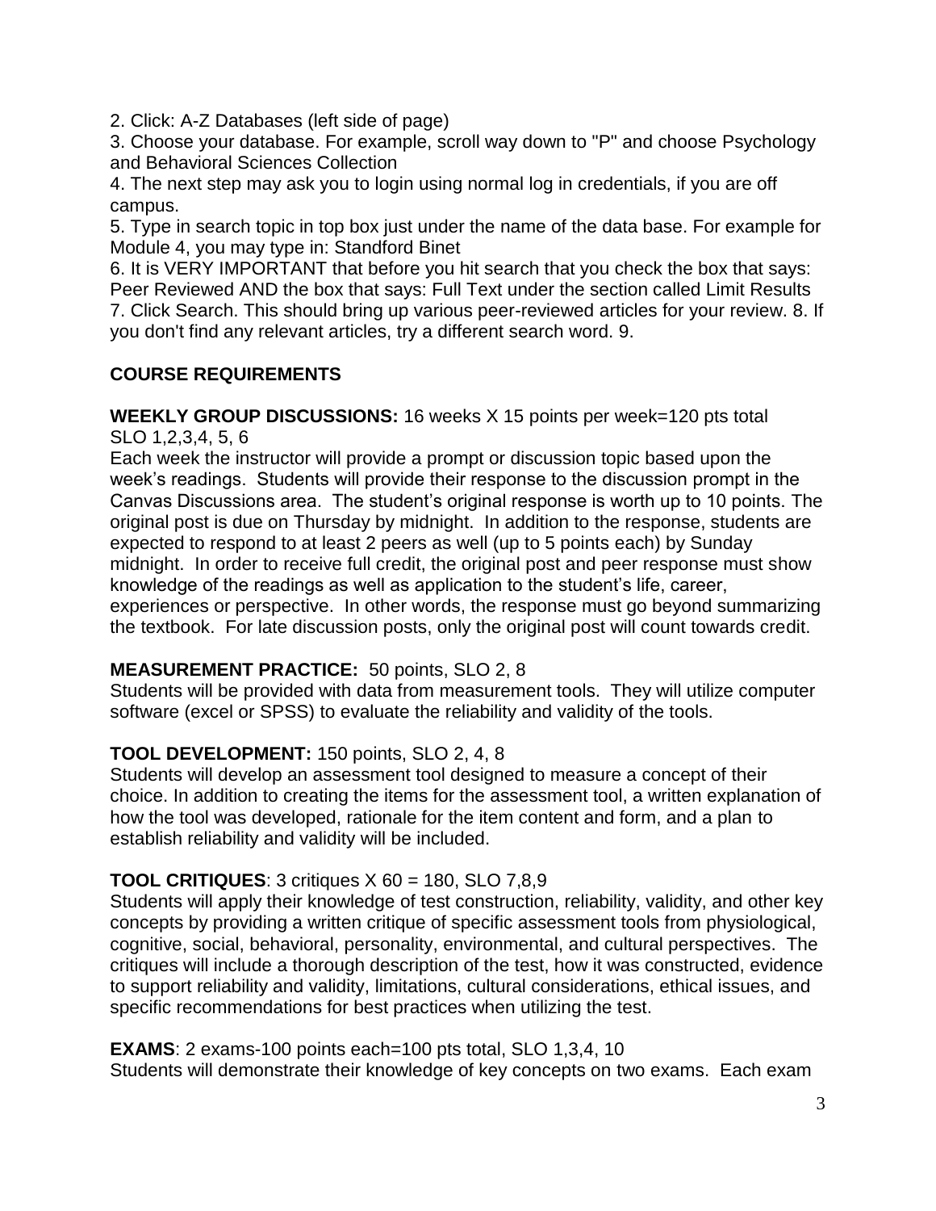2. Click: A-Z Databases (left side of page)
3. Choose your database. For example, scroll way down to "P" and choose Psychology and Behavioral Sciences Collection
4. The next step may ask you to login using normal log in credentials, if you are off campus.
5. Type in search topic in top box just under the name of the data base. For example for Module 4, you may type in: Standford Binet
6. It is VERY IMPORTANT that before you hit search that you check the box that says: Peer Reviewed AND the box that says: Full Text under the section called Limit Results
7. Click Search. This should bring up various peer-reviewed articles for your review. 8. If you don't find any relevant articles, try a different search word. 9.

## COURSE REQUIREMENTS

**WEEKLY GROUP DISCUSSIONS:** 16 weeks X 15 points per week=120 pts total SLO 1,2,3,4, 5, 6

Each week the instructor will provide a prompt or discussion topic based upon the week's readings. Students will provide their response to the discussion prompt in the Canvas Discussions area. The student's original response is worth up to 10 points. The original post is due on Thursday by midnight. In addition to the response, students are expected to respond to at least 2 peers as well (up to 5 points each) by Sunday midnight. In order to receive full credit, the original post and peer response must show knowledge of the readings as well as application to the student's life, career, experiences or perspective. In other words, the response must go beyond summarizing the textbook. For late discussion posts, only the original post will count towards credit.

**MEASUREMENT PRACTICE:** 50 points, SLO 2, 8

Students will be provided with data from measurement tools. They will utilize computer software (excel or SPSS) to evaluate the reliability and validity of the tools.

**TOOL DEVELOPMENT:** 150 points, SLO 2, 4, 8

Students will develop an assessment tool designed to measure a concept of their choice. In addition to creating the items for the assessment tool, a written explanation of how the tool was developed, rationale for the item content and form, and a plan to establish reliability and validity will be included.

**TOOL CRITIQUES**: 3 critiques X 60 = 180, SLO 7,8,9

Students will apply their knowledge of test construction, reliability, validity, and other key concepts by providing a written critique of specific assessment tools from physiological, cognitive, social, behavioral, personality, environmental, and cultural perspectives. The critiques will include a thorough description of the test, how it was constructed, evidence to support reliability and validity, limitations, cultural considerations, ethical issues, and specific recommendations for best practices when utilizing the test.

**EXAMS**: 2 exams-100 points each=100 pts total, SLO 1,3,4, 10

Students will demonstrate their knowledge of key concepts on two exams. Each exam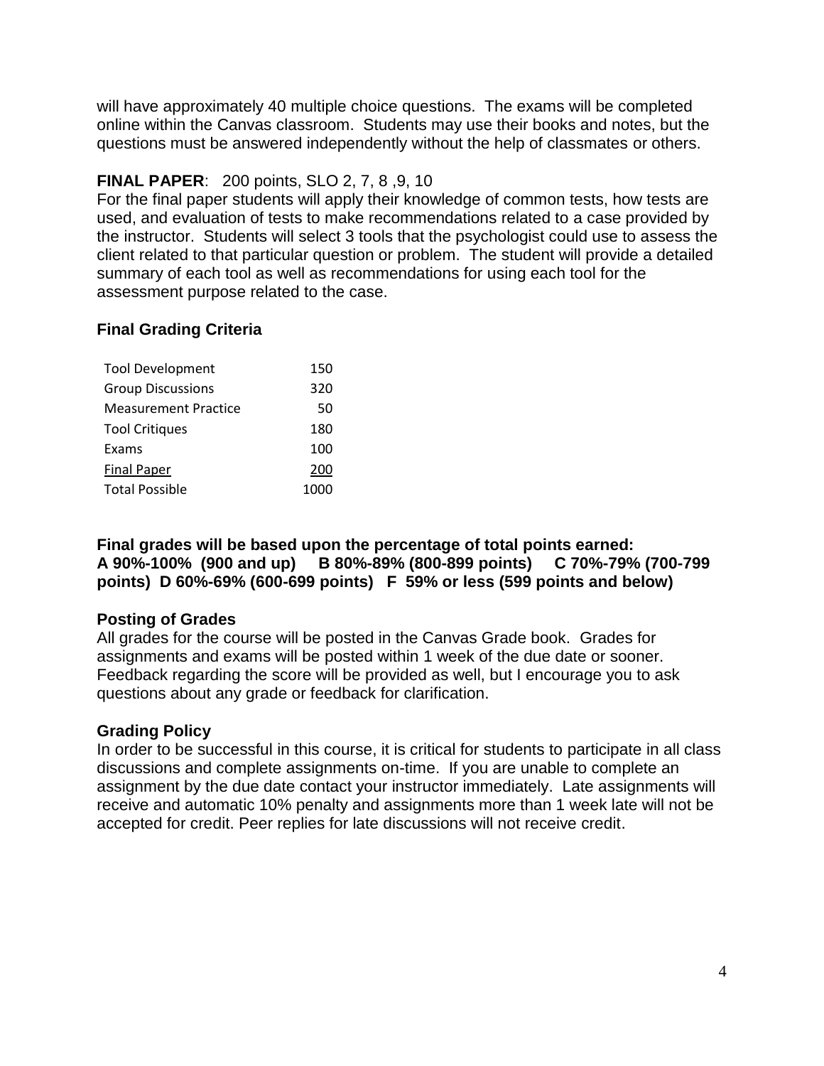will have approximately 40 multiple choice questions. The exams will be completed online within the Canvas classroom. Students may use their books and notes, but the questions must be answered independently without the help of classmates or others.

**FINAL PAPER**: 200 points, SLO 2, 7, 8 ,9, 10

For the final paper students will apply their knowledge of common tests, how tests are used, and evaluation of tests to make recommendations related to a case provided by the instructor. Students will select 3 tools that the psychologist could use to assess the client related to that particular question or problem. The student will provide a detailed summary of each tool as well as recommendations for using each tool for the assessment purpose related to the case.

### Final Grading Criteria

| | |
|---|---|
| Tool Development | 150 |
| Group Discussions | 320 |
| Measurement Practice | 50 |
| Tool Critiques | 180 |
| Exams | 100 |
| Final Paper | 200 |
| Total Possible | 1000 |

**Final grades will be based upon the percentage of total points earned:**
**A 90%-100% (900 and up) B 80%-89% (800-899 points) C 70%-79% (700-799 points) D 60%-69% (600-699 points) F 59% or less (599 points and below)**

### Posting of Grades

All grades for the course will be posted in the Canvas Grade book. Grades for assignments and exams will be posted within 1 week of the due date or sooner. Feedback regarding the score will be provided as well, but I encourage you to ask questions about any grade or feedback for clarification.

### Grading Policy

In order to be successful in this course, it is critical for students to participate in all class discussions and complete assignments on-time. If you are unable to complete an assignment by the due date contact your instructor immediately. Late assignments will receive and automatic 10% penalty and assignments more than 1 week late will not be accepted for credit. Peer replies for late discussions will not receive credit.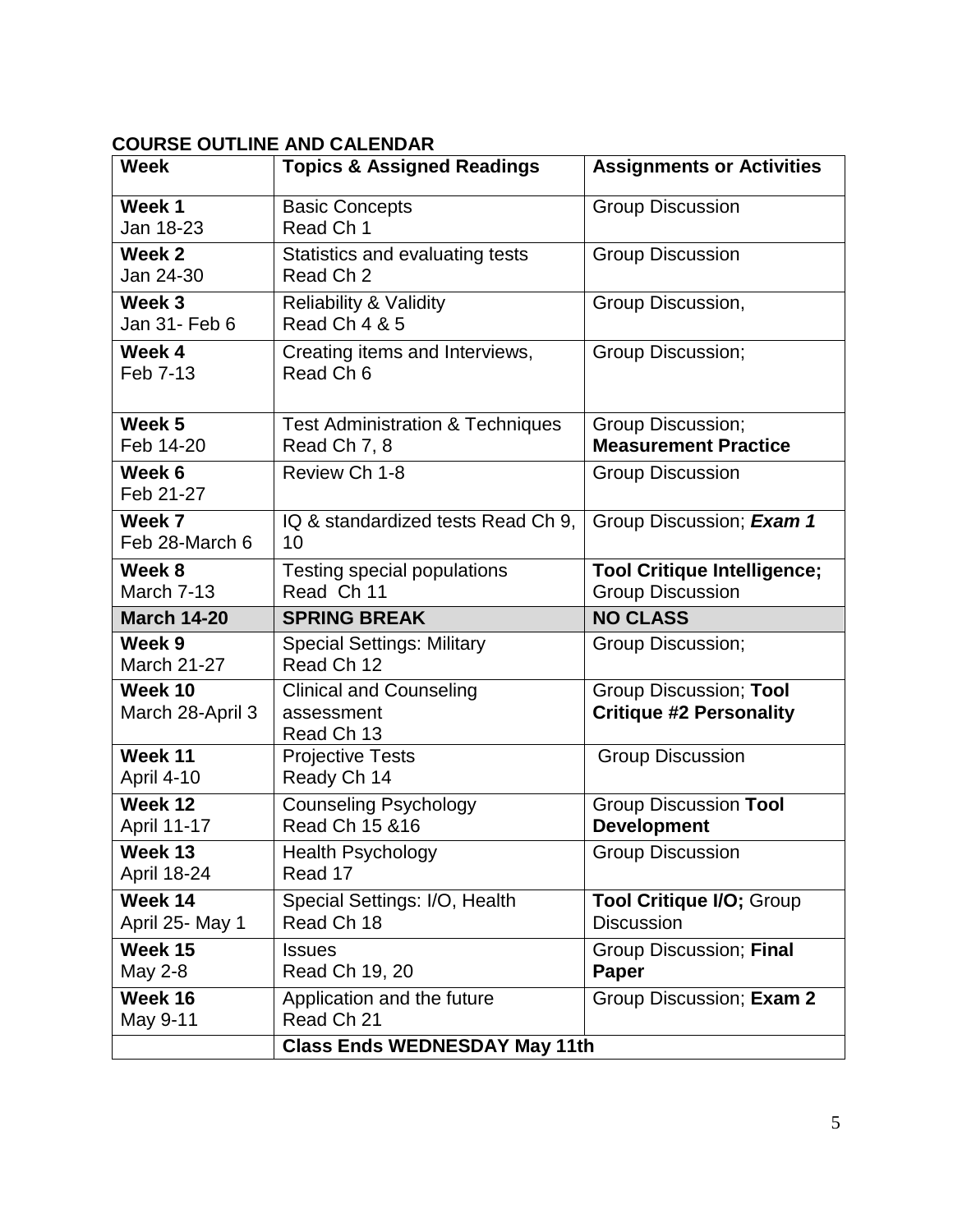**COURSE OUTLINE AND CALENDAR**

| Week | Topics & Assigned Readings | Assignments or Activities |
|---|---|---|
| **Week 1** Jan 18-23 | Basic Concepts Read Ch 1 | Group Discussion |
| **Week 2** Jan 24-30 | Statistics and evaluating tests Read Ch 2 | Group Discussion |
| **Week 3** Jan 31- Feb 6 | Reliability & Validity Read Ch 4 & 5 | Group Discussion, |
| **Week 4** Feb 7-13 | Creating items and Interviews, Read Ch 6 | Group Discussion; |
| **Week 5** Feb 14-20 | Test Administration & Techniques Read Ch 7, 8 | Group Discussion; **Measurement Practice** |
| **Week 6** Feb 21-27 | Review Ch 1-8 | Group Discussion |
| **Week 7** Feb 28-March 6 | IQ & standardized tests Read Ch 9, 10 | Group Discussion; ***Exam 1*** |
| **Week 8** March 7-13 | Testing special populations Read Ch 11 | **Tool Critique Intelligence;** Group Discussion |
| **March 14-20** | **SPRING BREAK** | **NO CLASS** |
| **Week 9** March 21-27 | Special Settings: Military Read Ch 12 | Group Discussion; |
| **Week 10** March 28-April 3 | Clinical and Counseling assessment Read Ch 13 | Group Discussion; **Tool Critique #2 Personality** |
| **Week 11** April 4-10 | Projective Tests Ready Ch 14 | Group Discussion |
| **Week 12** April 11-17 | Counseling Psychology Read Ch 15 &16 | Group Discussion **Tool Development** |
| **Week 13** April 18-24 | Health Psychology Read 17 | Group Discussion |
| **Week 14** April 25- May 1 | Special Settings: I/O, Health Read Ch 18 | **Tool Critique I/O;** Group Discussion |
| **Week 15** May 2-8 | Issues Read Ch 19, 20 | Group Discussion; **Final Paper** |
| **Week 16** May 9-11 | Application and the future Read Ch 21 | Group Discussion; **Exam 2** |
| | **Class Ends WEDNESDAY May 11th** | |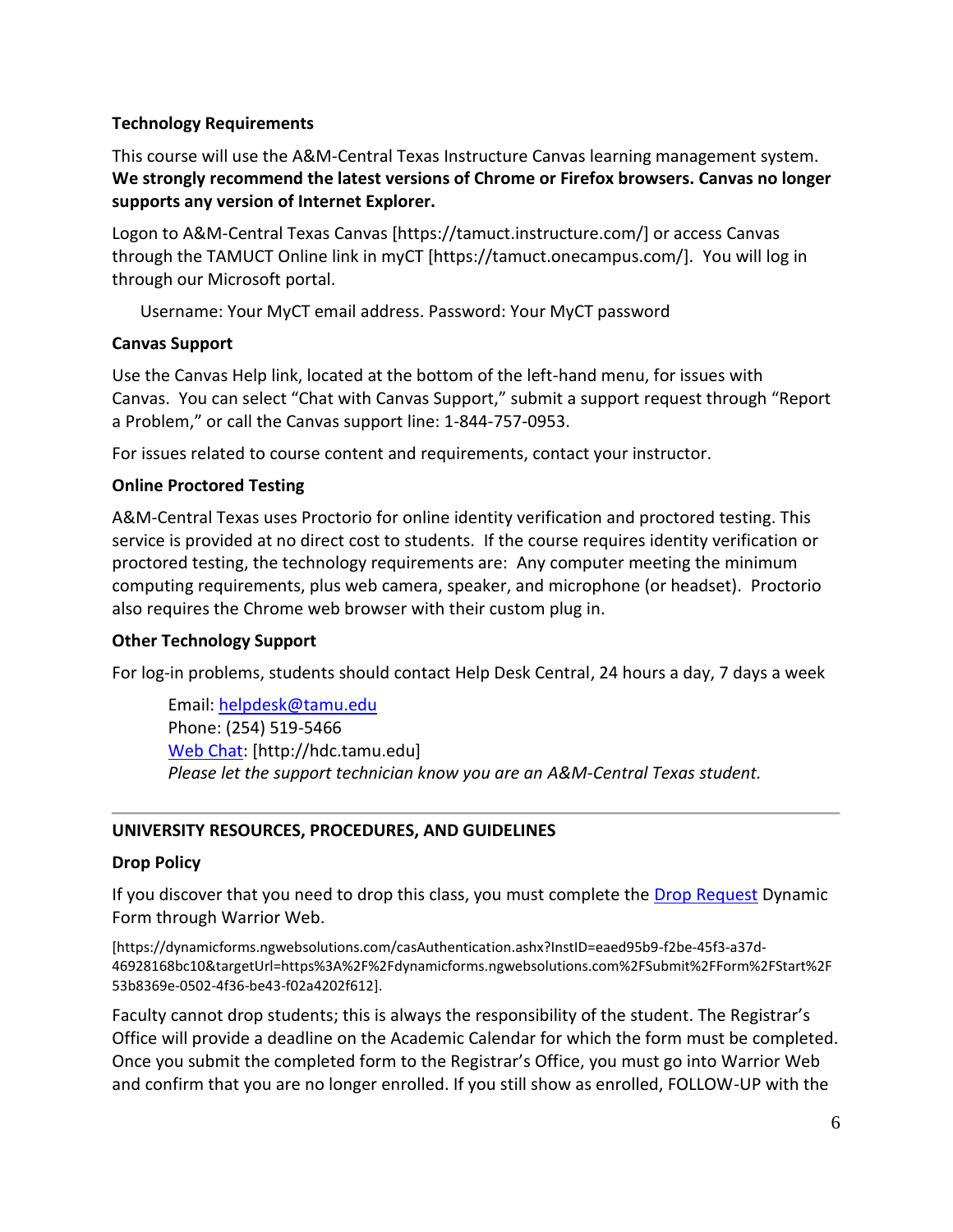**Technology Requirements**

This course will use the A&M-Central Texas Instructure Canvas learning management system. **We strongly recommend the latest versions of Chrome or Firefox browsers. Canvas no longer supports any version of Internet Explorer.**

Logon to A&M-Central Texas Canvas [https://tamuct.instructure.com/] or access Canvas through the TAMUCT Online link in myCT [https://tamuct.onecampus.com/]. You will log in through our Microsoft portal.

Username: Your MyCT email address. Password: Your MyCT password

**Canvas Support**

Use the Canvas Help link, located at the bottom of the left-hand menu, for issues with Canvas. You can select "Chat with Canvas Support," submit a support request through "Report a Problem," or call the Canvas support line: 1-844-757-0953.

For issues related to course content and requirements, contact your instructor.

**Online Proctored Testing**

A&M-Central Texas uses Proctorio for online identity verification and proctored testing. This service is provided at no direct cost to students. If the course requires identity verification or proctored testing, the technology requirements are: Any computer meeting the minimum computing requirements, plus web camera, speaker, and microphone (or headset). Proctorio also requires the Chrome web browser with their custom plug in.

**Other Technology Support**

For log-in problems, students should contact Help Desk Central, 24 hours a day, 7 days a week

Email: helpdesk@tamu.edu
Phone: (254) 519-5466
Web Chat: [http://hdc.tamu.edu]
*Please let the support technician know you are an A&M-Central Texas student.*

---

**UNIVERSITY RESOURCES, PROCEDURES, AND GUIDELINES**

**Drop Policy**

If you discover that you need to drop this class, you must complete the Drop Request Dynamic Form through Warrior Web.

[https://dynamicforms.ngwebsolutions.com/casAuthentication.ashx?InstID=eaed95b9-f2be-45f3-a37d-46928168bc10&targetUrl=https%3A%2F%2Fdynamicforms.ngwebsolutions.com%2FSubmit%2FForm%2FStart%2F53b8369e-0502-4f36-be43-f02a4202f612].

Faculty cannot drop students; this is always the responsibility of the student. The Registrar's Office will provide a deadline on the Academic Calendar for which the form must be completed. Once you submit the completed form to the Registrar's Office, you must go into Warrior Web and confirm that you are no longer enrolled. If you still show as enrolled, FOLLOW-UP with the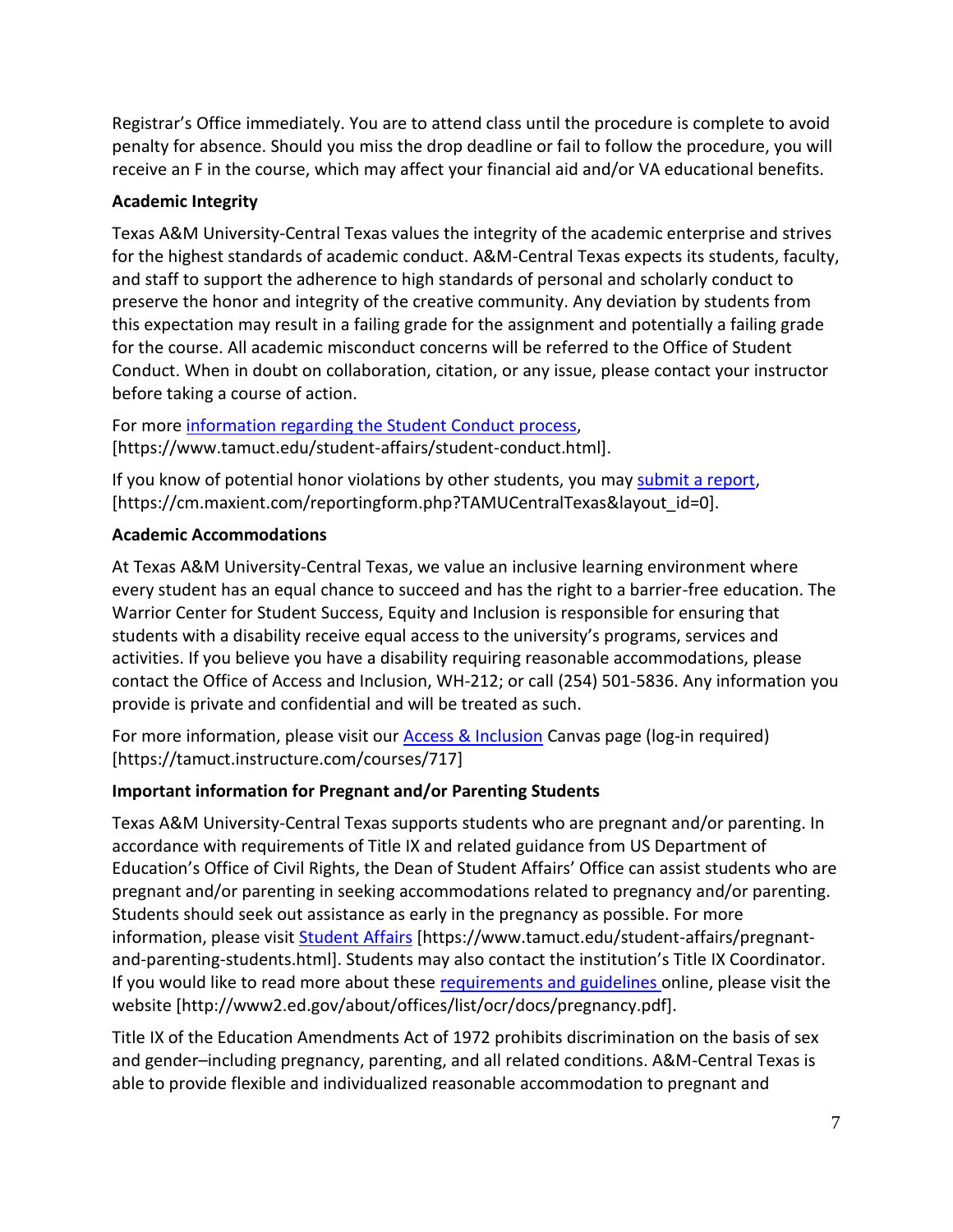Registrar's Office immediately. You are to attend class until the procedure is complete to avoid penalty for absence. Should you miss the drop deadline or fail to follow the procedure, you will receive an F in the course, which may affect your financial aid and/or VA educational benefits.

**Academic Integrity**

Texas A&M University-Central Texas values the integrity of the academic enterprise and strives for the highest standards of academic conduct. A&M-Central Texas expects its students, faculty, and staff to support the adherence to high standards of personal and scholarly conduct to preserve the honor and integrity of the creative community. Any deviation by students from this expectation may result in a failing grade for the assignment and potentially a failing grade for the course. All academic misconduct concerns will be referred to the Office of Student Conduct. When in doubt on collaboration, citation, or any issue, please contact your instructor before taking a course of action.

For more information regarding the Student Conduct process, [https://www.tamuct.edu/student-affairs/student-conduct.html].

If you know of potential honor violations by other students, you may submit a report, [https://cm.maxient.com/reportingform.php?TAMUCentralTexas&layout_id=0].

**Academic Accommodations**

At Texas A&M University-Central Texas, we value an inclusive learning environment where every student has an equal chance to succeed and has the right to a barrier-free education. The Warrior Center for Student Success, Equity and Inclusion is responsible for ensuring that students with a disability receive equal access to the university's programs, services and activities. If you believe you have a disability requiring reasonable accommodations, please contact the Office of Access and Inclusion, WH-212; or call (254) 501-5836. Any information you provide is private and confidential and will be treated as such.

For more information, please visit our Access & Inclusion Canvas page (log-in required) [https://tamuct.instructure.com/courses/717]

**Important information for Pregnant and/or Parenting Students**

Texas A&M University-Central Texas supports students who are pregnant and/or parenting. In accordance with requirements of Title IX and related guidance from US Department of Education's Office of Civil Rights, the Dean of Student Affairs' Office can assist students who are pregnant and/or parenting in seeking accommodations related to pregnancy and/or parenting. Students should seek out assistance as early in the pregnancy as possible. For more information, please visit Student Affairs [https://www.tamuct.edu/student-affairs/pregnant-and-parenting-students.html]. Students may also contact the institution's Title IX Coordinator. If you would like to read more about these requirements and guidelines online, please visit the website [http://www2.ed.gov/about/offices/list/ocr/docs/pregnancy.pdf].

Title IX of the Education Amendments Act of 1972 prohibits discrimination on the basis of sex and gender–including pregnancy, parenting, and all related conditions. A&M-Central Texas is able to provide flexible and individualized reasonable accommodation to pregnant and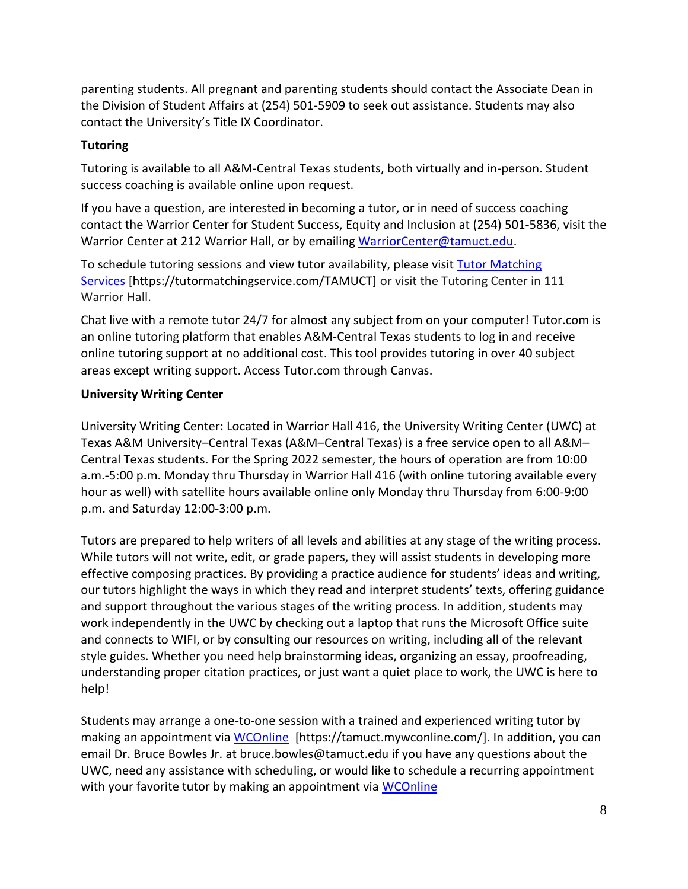parenting students. All pregnant and parenting students should contact the Associate Dean in the Division of Student Affairs at (254) 501-5909 to seek out assistance. Students may also contact the University's Title IX Coordinator.

**Tutoring**

Tutoring is available to all A&M-Central Texas students, both virtually and in-person. Student success coaching is available online upon request.

If you have a question, are interested in becoming a tutor, or in need of success coaching contact the Warrior Center for Student Success, Equity and Inclusion at (254) 501-5836, visit the Warrior Center at 212 Warrior Hall, or by emailing [WarriorCenter@tamuct.edu](mailto:WarriorCenter@tamuct.edu).

To schedule tutoring sessions and view tutor availability, please visit [Tutor Matching Services](https://tutormatchingservice.com/TAMUCT) [https://tutormatchingservice.com/TAMUCT] or visit the Tutoring Center in 111 Warrior Hall.

Chat live with a remote tutor 24/7 for almost any subject from on your computer! Tutor.com is an online tutoring platform that enables A&M-Central Texas students to log in and receive online tutoring support at no additional cost. This tool provides tutoring in over 40 subject areas except writing support. Access Tutor.com through Canvas.

**University Writing Center**

University Writing Center: Located in Warrior Hall 416, the University Writing Center (UWC) at Texas A&M University–Central Texas (A&M–Central Texas) is a free service open to all A&M–Central Texas students. For the Spring 2022 semester, the hours of operation are from 10:00 a.m.-5:00 p.m. Monday thru Thursday in Warrior Hall 416 (with online tutoring available every hour as well) with satellite hours available online only Monday thru Thursday from 6:00-9:00 p.m. and Saturday 12:00-3:00 p.m.

Tutors are prepared to help writers of all levels and abilities at any stage of the writing process. While tutors will not write, edit, or grade papers, they will assist students in developing more effective composing practices. By providing a practice audience for students' ideas and writing, our tutors highlight the ways in which they read and interpret students' texts, offering guidance and support throughout the various stages of the writing process. In addition, students may work independently in the UWC by checking out a laptop that runs the Microsoft Office suite and connects to WIFI, or by consulting our resources on writing, including all of the relevant style guides. Whether you need help brainstorming ideas, organizing an essay, proofreading, understanding proper citation practices, or just want a quiet place to work, the UWC is here to help!

Students may arrange a one-to-one session with a trained and experienced writing tutor by making an appointment via [WCOnline](https://tamuct.mywconline.com/) [https://tamuct.mywconline.com/]. In addition, you can email Dr. Bruce Bowles Jr. at bruce.bowles@tamuct.edu if you have any questions about the UWC, need any assistance with scheduling, or would like to schedule a recurring appointment with your favorite tutor by making an appointment via [WCOnline](https://tamuct.mywconline.com/)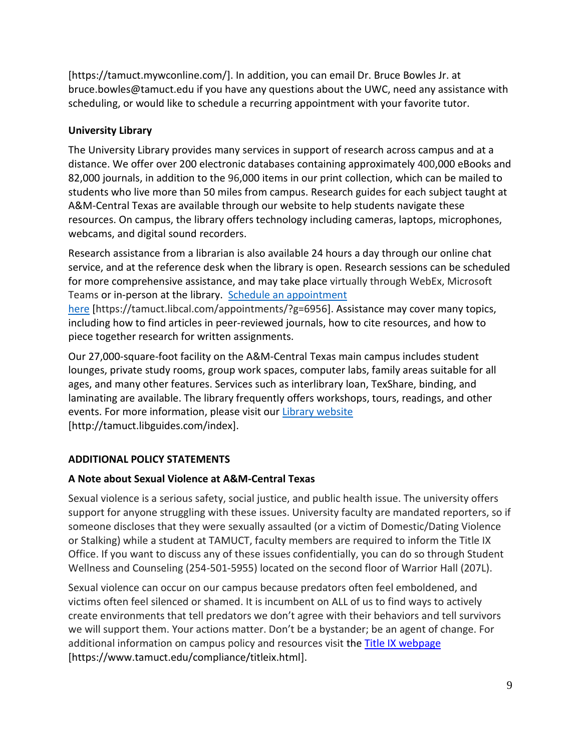[https://tamuct.mywconline.com/]. In addition, you can email Dr. Bruce Bowles Jr. at bruce.bowles@tamuct.edu if you have any questions about the UWC, need any assistance with scheduling, or would like to schedule a recurring appointment with your favorite tutor.

**University Library**

The University Library provides many services in support of research across campus and at a distance. We offer over 200 electronic databases containing approximately 400,000 eBooks and 82,000 journals, in addition to the 96,000 items in our print collection, which can be mailed to students who live more than 50 miles from campus. Research guides for each subject taught at A&M-Central Texas are available through our website to help students navigate these resources. On campus, the library offers technology including cameras, laptops, microphones, webcams, and digital sound recorders.

Research assistance from a librarian is also available 24 hours a day through our online chat service, and at the reference desk when the library is open. Research sessions can be scheduled for more comprehensive assistance, and may take place virtually through WebEx, Microsoft Teams or in-person at the library. [Schedule an appointment here](https://tamuct.libcal.com/appointments/?g=6956) [https://tamuct.libcal.com/appointments/?g=6956]. Assistance may cover many topics, including how to find articles in peer-reviewed journals, how to cite resources, and how to piece together research for written assignments.

Our 27,000-square-foot facility on the A&M-Central Texas main campus includes student lounges, private study rooms, group work spaces, computer labs, family areas suitable for all ages, and many other features. Services such as interlibrary loan, TexShare, binding, and laminating are available. The library frequently offers workshops, tours, readings, and other events. For more information, please visit our [Library website](http://tamuct.libguides.com/index) [http://tamuct.libguides.com/index].

## ADDITIONAL POLICY STATEMENTS

**A Note about Sexual Violence at A&M-Central Texas**

Sexual violence is a serious safety, social justice, and public health issue. The university offers support for anyone struggling with these issues. University faculty are mandated reporters, so if someone discloses that they were sexually assaulted (or a victim of Domestic/Dating Violence or Stalking) while a student at TAMUCT, faculty members are required to inform the Title IX Office. If you want to discuss any of these issues confidentially, you can do so through Student Wellness and Counseling (254-501-5955) located on the second floor of Warrior Hall (207L).

Sexual violence can occur on our campus because predators often feel emboldened, and victims often feel silenced or shamed. It is incumbent on ALL of us to find ways to actively create environments that tell predators we don't agree with their behaviors and tell survivors we will support them. Your actions matter. Don't be a bystander; be an agent of change. For additional information on campus policy and resources visit the [Title IX webpage](https://www.tamuct.edu/compliance/titleix.html) [https://www.tamuct.edu/compliance/titleix.html].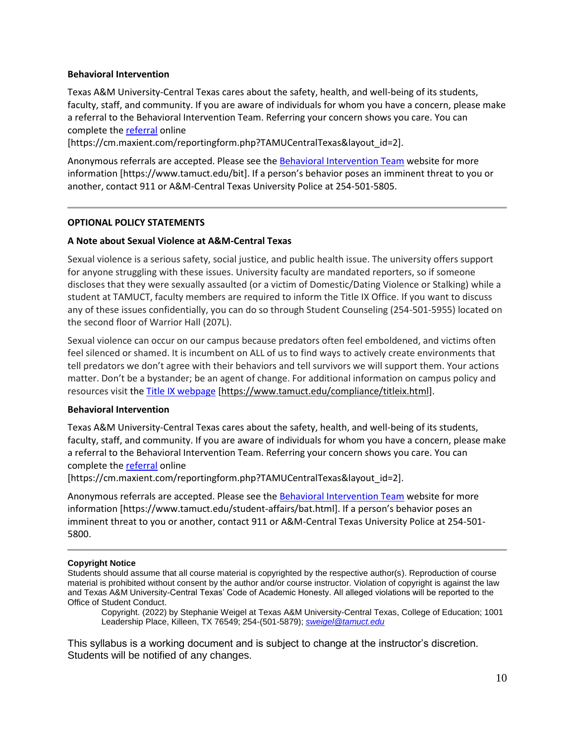**Behavioral Intervention**

Texas A&M University-Central Texas cares about the safety, health, and well-being of its students, faculty, staff, and community. If you are aware of individuals for whom you have a concern, please make a referral to the Behavioral Intervention Team. Referring your concern shows you care. You can complete the referral online [https://cm.maxient.com/reportingform.php?TAMUCentralTexas&layout_id=2].

Anonymous referrals are accepted. Please see the Behavioral Intervention Team website for more information [https://www.tamuct.edu/bit]. If a person's behavior poses an imminent threat to you or another, contact 911 or A&M-Central Texas University Police at 254-501-5805.

---

**OPTIONAL POLICY STATEMENTS**

**A Note about Sexual Violence at A&M-Central Texas**

Sexual violence is a serious safety, social justice, and public health issue. The university offers support for anyone struggling with these issues. University faculty are mandated reporters, so if someone discloses that they were sexually assaulted (or a victim of Domestic/Dating Violence or Stalking) while a student at TAMUCT, faculty members are required to inform the Title IX Office. If you want to discuss any of these issues confidentially, you can do so through Student Counseling (254-501-5955) located on the second floor of Warrior Hall (207L).

Sexual violence can occur on our campus because predators often feel emboldened, and victims often feel silenced or shamed. It is incumbent on ALL of us to find ways to actively create environments that tell predators we don't agree with their behaviors and tell survivors we will support them. Your actions matter. Don't be a bystander; be an agent of change. For additional information on campus policy and resources visit the Title IX webpage [https://www.tamuct.edu/compliance/titleix.html].

**Behavioral Intervention**

Texas A&M University-Central Texas cares about the safety, health, and well-being of its students, faculty, staff, and community. If you are aware of individuals for whom you have a concern, please make a referral to the Behavioral Intervention Team. Referring your concern shows you care. You can complete the referral online [https://cm.maxient.com/reportingform.php?TAMUCentralTexas&layout_id=2].

Anonymous referrals are accepted. Please see the Behavioral Intervention Team website for more information [https://www.tamuct.edu/student-affairs/bat.html]. If a person's behavior poses an imminent threat to you or another, contact 911 or A&M-Central Texas University Police at 254-501-5800.

---

**Copyright Notice**

Students should assume that all course material is copyrighted by the respective author(s). Reproduction of course material is prohibited without consent by the author and/or course instructor. Violation of copyright is against the law and Texas A&M University-Central Texas' Code of Academic Honesty. All alleged violations will be reported to the Office of Student Conduct.

> Copyright. (2022) by Stephanie Weigel at Texas A&M University-Central Texas, College of Education; 1001 Leadership Place, Killeen, TX 76549; 254-(501-5879); *sweigel@tamuct.edu*

This syllabus is a working document and is subject to change at the instructor's discretion. Students will be notified of any changes.